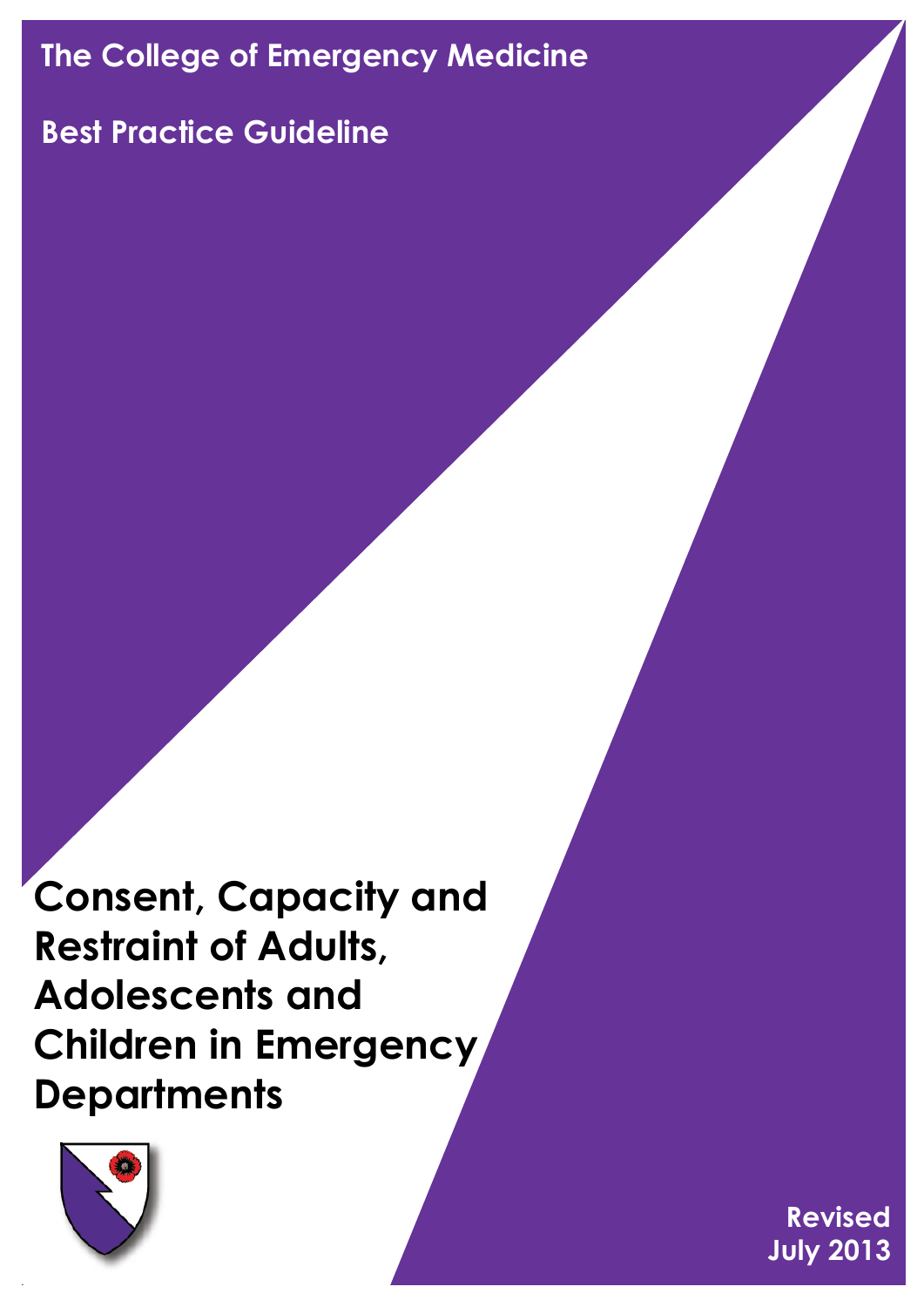**The College of Emergency Medicine**

**Best Practice Guideline**

# Consent, Capacity and Restraint of Adults, Adolescents and Children in Emergency Departments

**Revised**
**July 2013**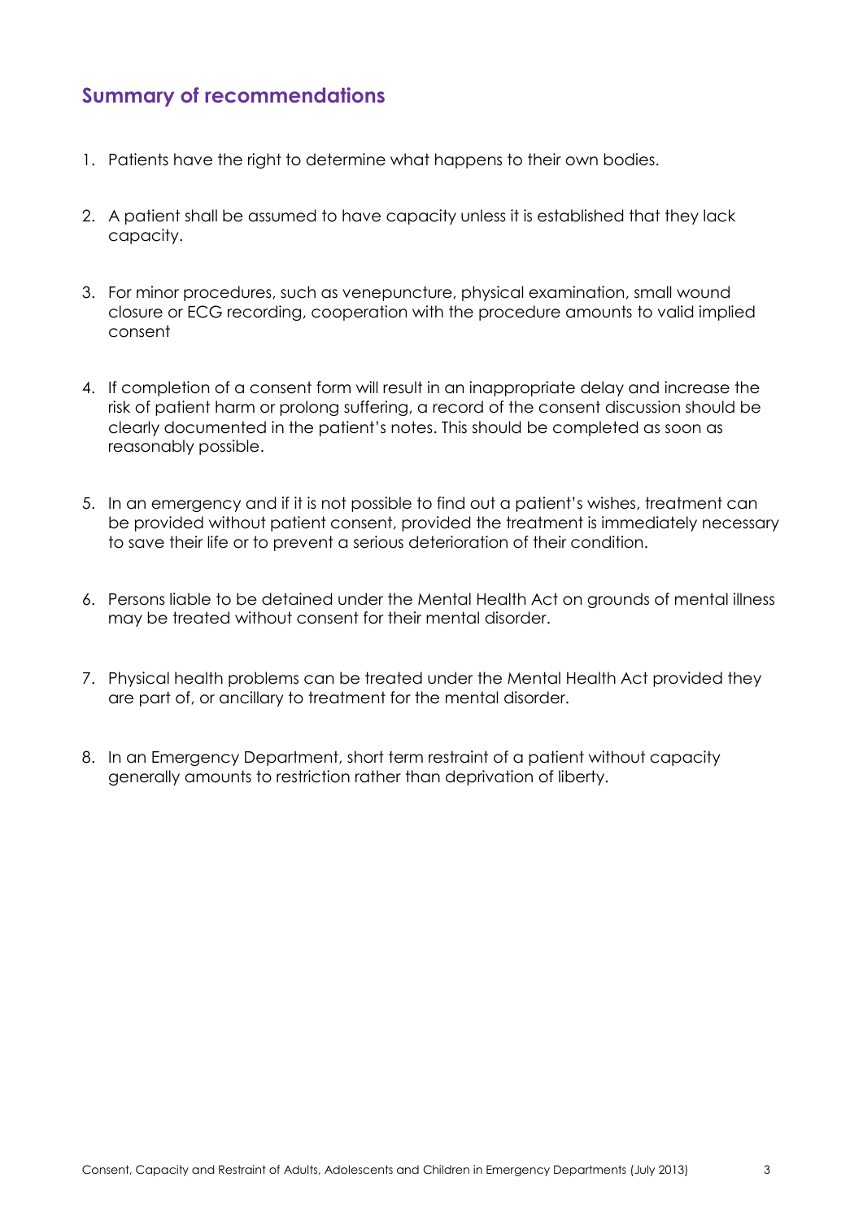## Summary of recommendations

1. Patients have the right to determine what happens to their own bodies.

2. A patient shall be assumed to have capacity unless it is established that they lack capacity.

3. For minor procedures, such as venepuncture, physical examination, small wound closure or ECG recording, cooperation with the procedure amounts to valid implied consent

4. If completion of a consent form will result in an inappropriate delay and increase the risk of patient harm or prolong suffering, a record of the consent discussion should be clearly documented in the patient's notes. This should be completed as soon as reasonably possible.

5. In an emergency and if it is not possible to find out a patient's wishes, treatment can be provided without patient consent, provided the treatment is immediately necessary to save their life or to prevent a serious deterioration of their condition.

6. Persons liable to be detained under the Mental Health Act on grounds of mental illness may be treated without consent for their mental disorder.

7. Physical health problems can be treated under the Mental Health Act provided they are part of, or ancillary to treatment for the mental disorder.

8. In an Emergency Department, short term restraint of a patient without capacity generally amounts to restriction rather than deprivation of liberty.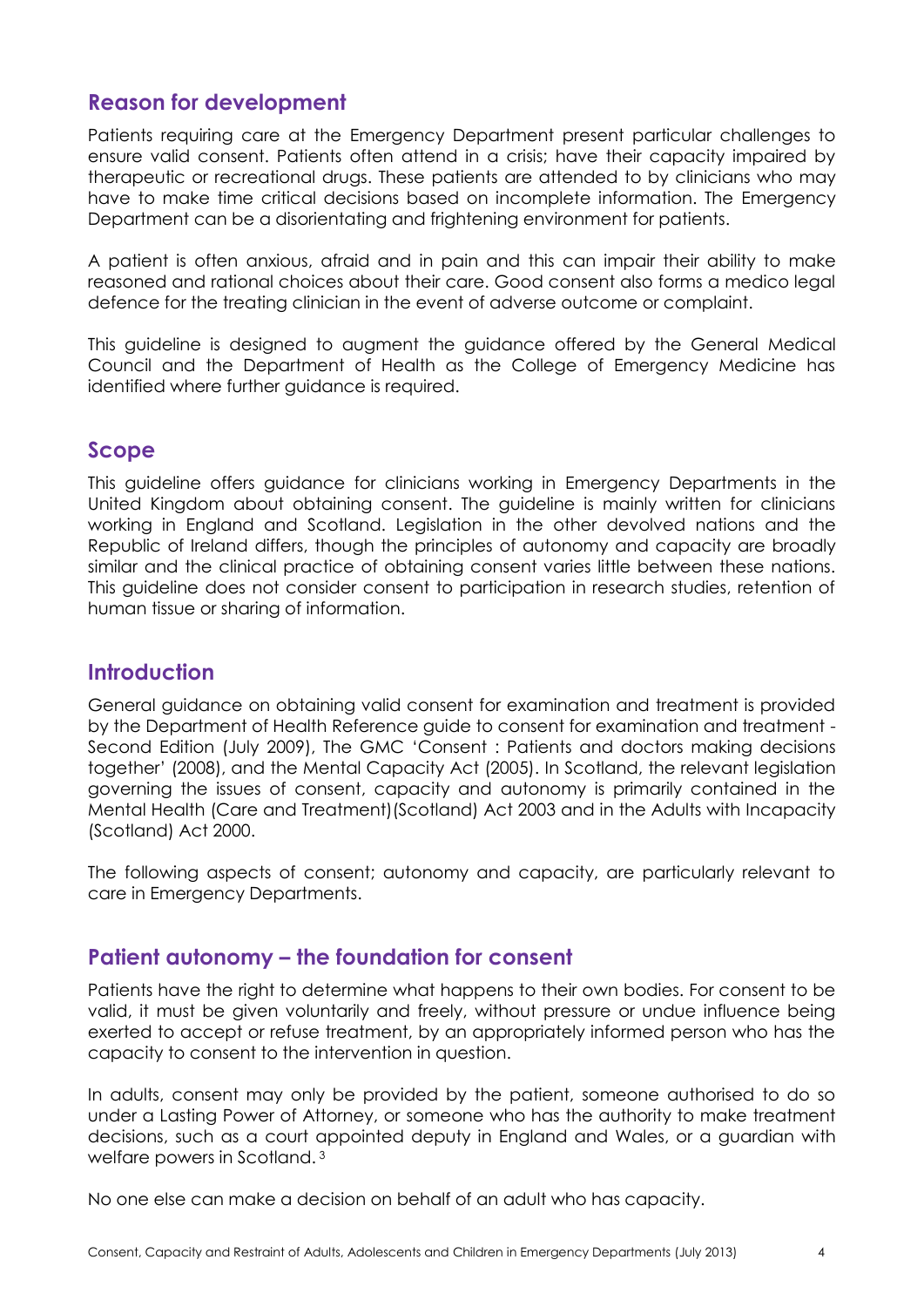## Reason for development

Patients requiring care at the Emergency Department present particular challenges to ensure valid consent. Patients often attend in a crisis; have their capacity impaired by therapeutic or recreational drugs. These patients are attended to by clinicians who may have to make time critical decisions based on incomplete information. The Emergency Department can be a disorientating and frightening environment for patients.

A patient is often anxious, afraid and in pain and this can impair their ability to make reasoned and rational choices about their care. Good consent also forms a medico legal defence for the treating clinician in the event of adverse outcome or complaint.

This guideline is designed to augment the guidance offered by the General Medical Council and the Department of Health as the College of Emergency Medicine has identified where further guidance is required.

## Scope

This guideline offers guidance for clinicians working in Emergency Departments in the United Kingdom about obtaining consent. The guideline is mainly written for clinicians working in England and Scotland. Legislation in the other devolved nations and the Republic of Ireland differs, though the principles of autonomy and capacity are broadly similar and the clinical practice of obtaining consent varies little between these nations. This guideline does not consider consent to participation in research studies, retention of human tissue or sharing of information.

## Introduction

General guidance on obtaining valid consent for examination and treatment is provided by the Department of Health Reference guide to consent for examination and treatment - Second Edition (July 2009), The GMC 'Consent : Patients and doctors making decisions together' (2008), and the Mental Capacity Act (2005). In Scotland, the relevant legislation governing the issues of consent, capacity and autonomy is primarily contained in the Mental Health (Care and Treatment)(Scotland) Act 2003 and in the Adults with Incapacity (Scotland) Act 2000.

The following aspects of consent; autonomy and capacity, are particularly relevant to care in Emergency Departments.

## Patient autonomy – the foundation for consent

Patients have the right to determine what happens to their own bodies. For consent to be valid, it must be given voluntarily and freely, without pressure or undue influence being exerted to accept or refuse treatment, by an appropriately informed person who has the capacity to consent to the intervention in question.

In adults, consent may only be provided by the patient, someone authorised to do so under a Lasting Power of Attorney, or someone who has the authority to make treatment decisions, such as a court appointed deputy in England and Wales, or a guardian with welfare powers in Scotland. [3]

No one else can make a decision on behalf of an adult who has capacity.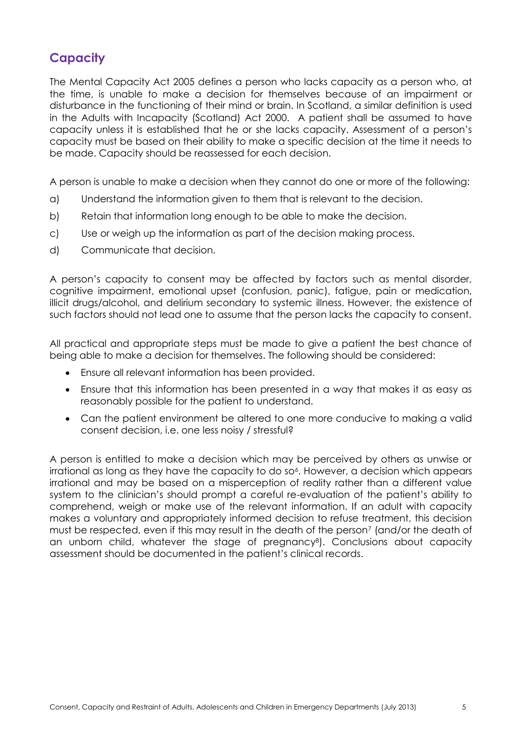## Capacity

The Mental Capacity Act 2005 defines a person who lacks capacity as a person who, at the time, is unable to make a decision for themselves because of an impairment or disturbance in the functioning of their mind or brain. In Scotland, a similar definition is used in the Adults with Incapacity (Scotland) Act 2000. A patient shall be assumed to have capacity unless it is established that he or she lacks capacity. Assessment of a person's capacity must be based on their ability to make a specific decision at the time it needs to be made. Capacity should be reassessed for each decision.

A person is unable to make a decision when they cannot do one or more of the following:

a) Understand the information given to them that is relevant to the decision.

b) Retain that information long enough to be able to make the decision.

c) Use or weigh up the information as part of the decision making process.

d) Communicate that decision.

A person's capacity to consent may be affected by factors such as mental disorder, cognitive impairment, emotional upset (confusion, panic), fatigue, pain or medication, illicit drugs/alcohol, and delirium secondary to systemic illness. However, the existence of such factors should not lead one to assume that the person lacks the capacity to consent.

All practical and appropriate steps must be made to give a patient the best chance of being able to make a decision for themselves. The following should be considered:

- Ensure all relevant information has been provided.
- Ensure that this information has been presented in a way that makes it as easy as reasonably possible for the patient to understand.
- Can the patient environment be altered to one more conducive to making a valid consent decision, i.e. one less noisy / stressful?

A person is entitled to make a decision which may be perceived by others as unwise or irrational as long as they have the capacity to do so[6]. However, a decision which appears irrational and may be based on a misperception of reality rather than a different value system to the clinician's should prompt a careful re-evaluation of the patient's ability to comprehend, weigh or make use of the relevant information. If an adult with capacity makes a voluntary and appropriately informed decision to refuse treatment, this decision must be respected, even if this may result in the death of the person[7] (and/or the death of an unborn child, whatever the stage of pregnancy[8]). Conclusions about capacity assessment should be documented in the patient's clinical records.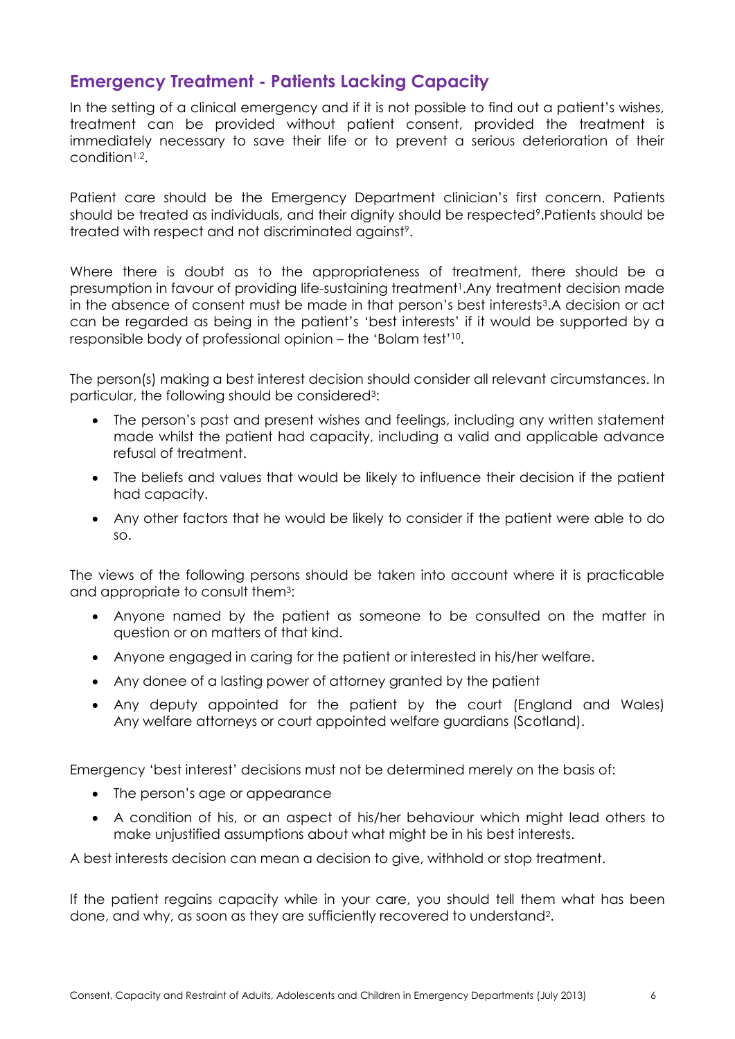## Emergency Treatment - Patients Lacking Capacity

In the setting of a clinical emergency and if it is not possible to find out a patient's wishes, treatment can be provided without patient consent, provided the treatment is immediately necessary to save their life or to prevent a serious deterioration of their condition[1,2].

Patient care should be the Emergency Department clinician's first concern. Patients should be treated as individuals, and their dignity should be respected[9].Patients should be treated with respect and not discriminated against[9].

Where there is doubt as to the appropriateness of treatment, there should be a presumption in favour of providing life-sustaining treatment[1].Any treatment decision made in the absence of consent must be made in that person's best interests[3].A decision or act can be regarded as being in the patient's 'best interests' if it would be supported by a responsible body of professional opinion – the 'Bolam test'[10].

The person(s) making a best interest decision should consider all relevant circumstances. In particular, the following should be considered[3]:

- The person's past and present wishes and feelings, including any written statement made whilst the patient had capacity, including a valid and applicable advance refusal of treatment.
- The beliefs and values that would be likely to influence their decision if the patient had capacity.
- Any other factors that he would be likely to consider if the patient were able to do so.

The views of the following persons should be taken into account where it is practicable and appropriate to consult them[3]:

- Anyone named by the patient as someone to be consulted on the matter in question or on matters of that kind.
- Anyone engaged in caring for the patient or interested in his/her welfare.
- Any donee of a lasting power of attorney granted by the patient
- Any deputy appointed for the patient by the court (England and Wales) Any welfare attorneys or court appointed welfare guardians (Scotland).

Emergency 'best interest' decisions must not be determined merely on the basis of:

- The person's age or appearance
- A condition of his, or an aspect of his/her behaviour which might lead others to make unjustified assumptions about what might be in his best interests.

A best interests decision can mean a decision to give, withhold or stop treatment.

If the patient regains capacity while in your care, you should tell them what has been done, and why, as soon as they are sufficiently recovered to understand[2].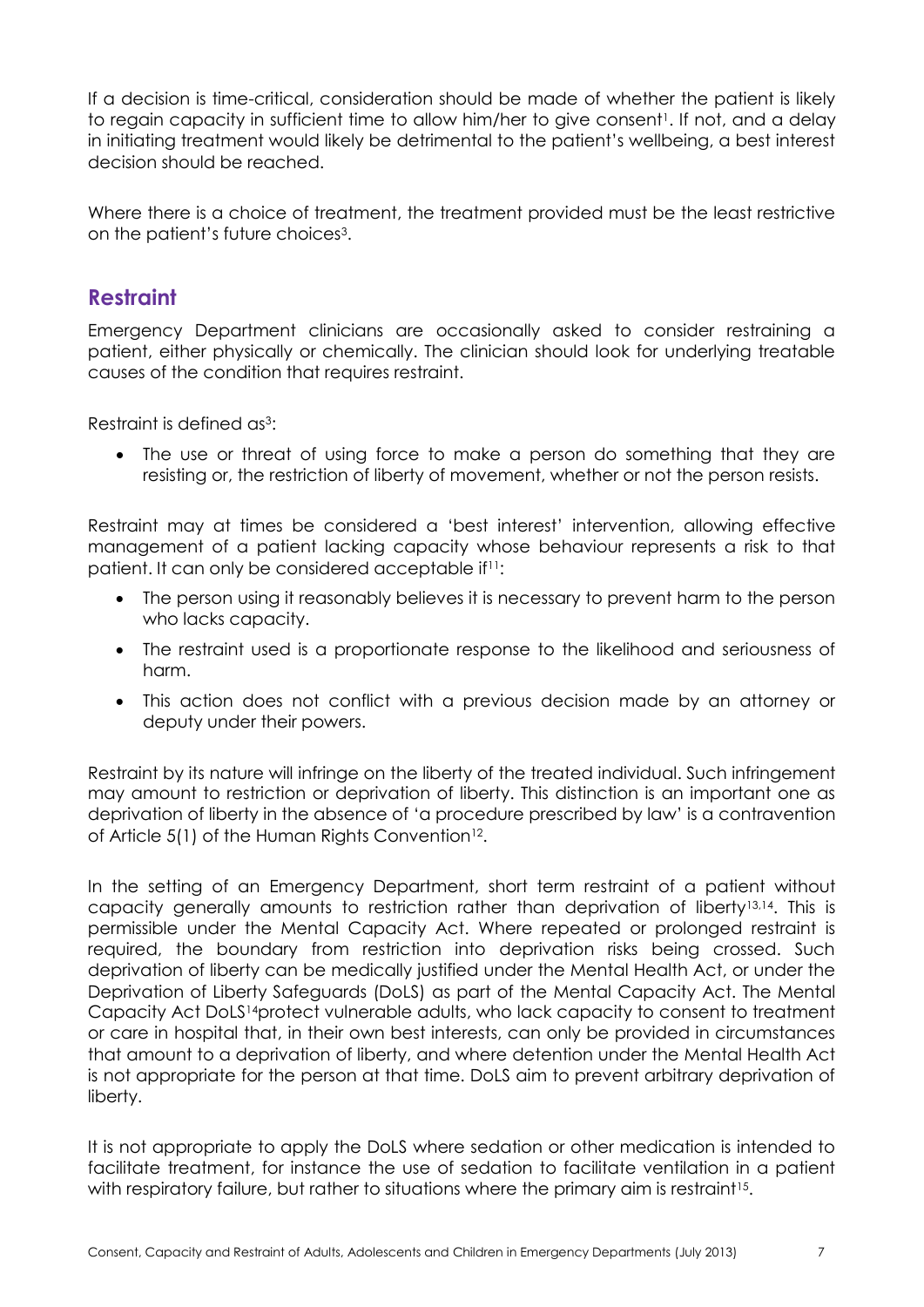If a decision is time-critical, consideration should be made of whether the patient is likely to regain capacity in sufficient time to allow him/her to give consent[1]. If not, and a delay in initiating treatment would likely be detrimental to the patient's wellbeing, a best interest decision should be reached.

Where there is a choice of treatment, the treatment provided must be the least restrictive on the patient's future choices[3].

## Restraint

Emergency Department clinicians are occasionally asked to consider restraining a patient, either physically or chemically. The clinician should look for underlying treatable causes of the condition that requires restraint.

Restraint is defined as[3]:

- The use or threat of using force to make a person do something that they are resisting or, the restriction of liberty of movement, whether or not the person resists.

Restraint may at times be considered a 'best interest' intervention, allowing effective management of a patient lacking capacity whose behaviour represents a risk to that patient. It can only be considered acceptable if[11]:

- The person using it reasonably believes it is necessary to prevent harm to the person who lacks capacity.
- The restraint used is a proportionate response to the likelihood and seriousness of harm.
- This action does not conflict with a previous decision made by an attorney or deputy under their powers.

Restraint by its nature will infringe on the liberty of the treated individual. Such infringement may amount to restriction or deprivation of liberty. This distinction is an important one as deprivation of liberty in the absence of 'a procedure prescribed by law' is a contravention of Article 5(1) of the Human Rights Convention[12].

In the setting of an Emergency Department, short term restraint of a patient without capacity generally amounts to restriction rather than deprivation of liberty[13,14]. This is permissible under the Mental Capacity Act. Where repeated or prolonged restraint is required, the boundary from restriction into deprivation risks being crossed. Such deprivation of liberty can be medically justified under the Mental Health Act, or under the Deprivation of Liberty Safeguards (DoLS) as part of the Mental Capacity Act. The Mental Capacity Act DoLS[14]protect vulnerable adults, who lack capacity to consent to treatment or care in hospital that, in their own best interests, can only be provided in circumstances that amount to a deprivation of liberty, and where detention under the Mental Health Act is not appropriate for the person at that time. DoLS aim to prevent arbitrary deprivation of liberty.

It is not appropriate to apply the DoLS where sedation or other medication is intended to facilitate treatment, for instance the use of sedation to facilitate ventilation in a patient with respiratory failure, but rather to situations where the primary aim is restraint[15].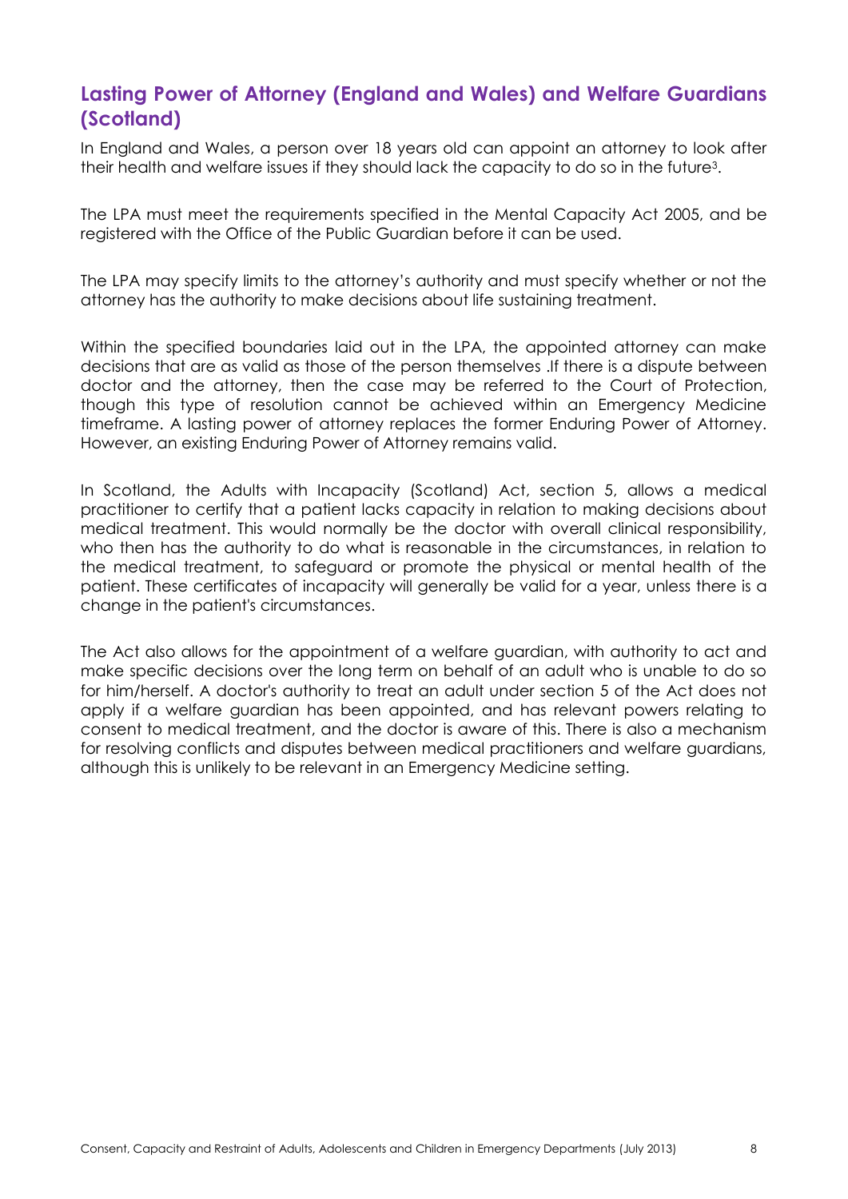## Lasting Power of Attorney (England and Wales) and Welfare Guardians (Scotland)

In England and Wales, a person over 18 years old can appoint an attorney to look after their health and welfare issues if they should lack the capacity to do so in the future[3].

The LPA must meet the requirements specified in the Mental Capacity Act 2005, and be registered with the Office of the Public Guardian before it can be used.

The LPA may specify limits to the attorney's authority and must specify whether or not the attorney has the authority to make decisions about life sustaining treatment.

Within the specified boundaries laid out in the LPA, the appointed attorney can make decisions that are as valid as those of the person themselves .If there is a dispute between doctor and the attorney, then the case may be referred to the Court of Protection, though this type of resolution cannot be achieved within an Emergency Medicine timeframe. A lasting power of attorney replaces the former Enduring Power of Attorney. However, an existing Enduring Power of Attorney remains valid.

In Scotland, the Adults with Incapacity (Scotland) Act, section 5, allows a medical practitioner to certify that a patient lacks capacity in relation to making decisions about medical treatment. This would normally be the doctor with overall clinical responsibility, who then has the authority to do what is reasonable in the circumstances, in relation to the medical treatment, to safeguard or promote the physical or mental health of the patient. These certificates of incapacity will generally be valid for a year, unless there is a change in the patient's circumstances.

The Act also allows for the appointment of a welfare guardian, with authority to act and make specific decisions over the long term on behalf of an adult who is unable to do so for him/herself. A doctor's authority to treat an adult under section 5 of the Act does not apply if a welfare guardian has been appointed, and has relevant powers relating to consent to medical treatment, and the doctor is aware of this. There is also a mechanism for resolving conflicts and disputes between medical practitioners and welfare guardians, although this is unlikely to be relevant in an Emergency Medicine setting.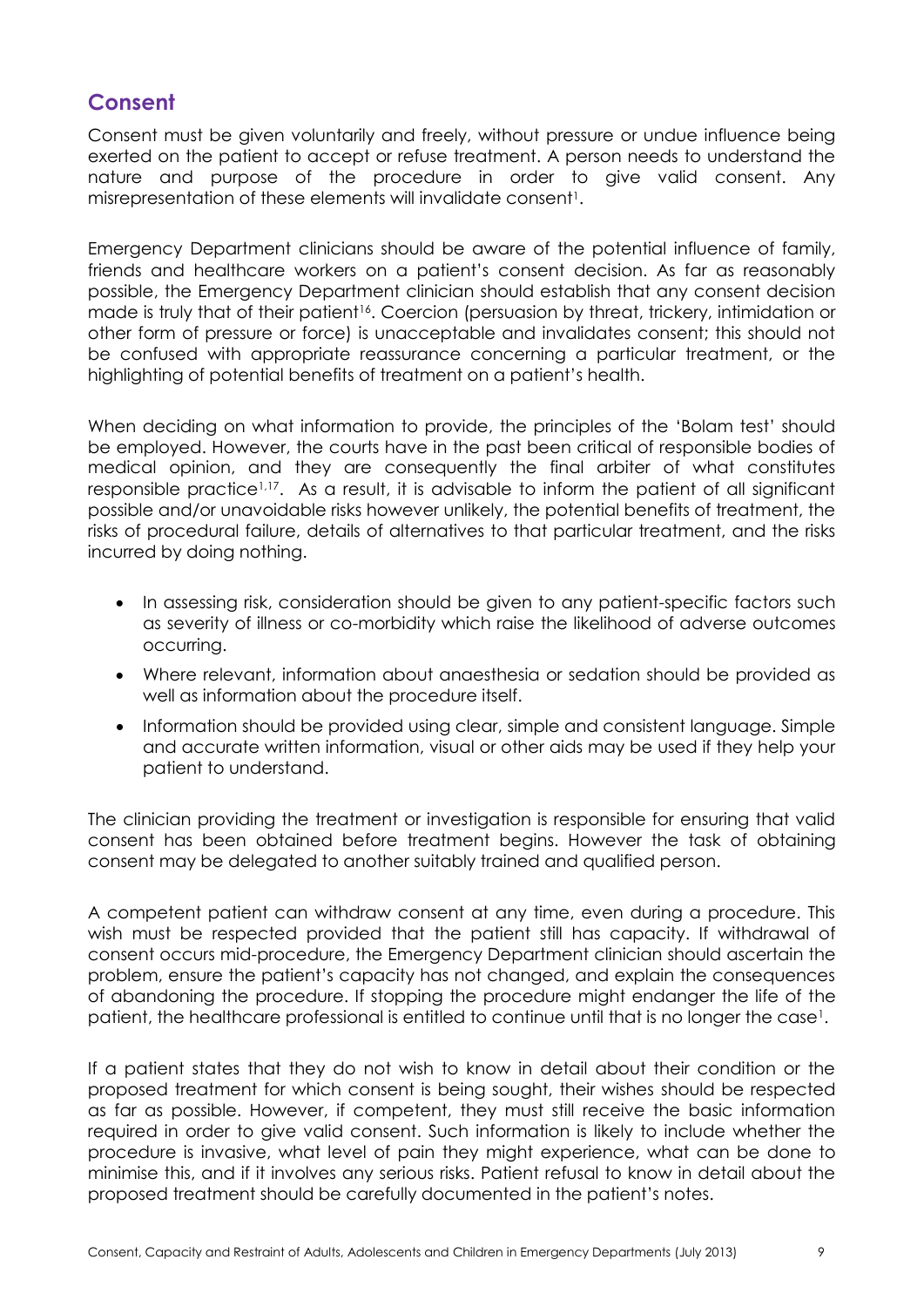## Consent

Consent must be given voluntarily and freely, without pressure or undue influence being exerted on the patient to accept or refuse treatment. A person needs to understand the nature and purpose of the procedure in order to give valid consent. Any misrepresentation of these elements will invalidate consent[1].

Emergency Department clinicians should be aware of the potential influence of family, friends and healthcare workers on a patient's consent decision. As far as reasonably possible, the Emergency Department clinician should establish that any consent decision made is truly that of their patient[16]. Coercion (persuasion by threat, trickery, intimidation or other form of pressure or force) is unacceptable and invalidates consent; this should not be confused with appropriate reassurance concerning a particular treatment, or the highlighting of potential benefits of treatment on a patient's health.

When deciding on what information to provide, the principles of the 'Bolam test' should be employed. However, the courts have in the past been critical of responsible bodies of medical opinion, and they are consequently the final arbiter of what constitutes responsible practice[1,17]. As a result, it is advisable to inform the patient of all significant possible and/or unavoidable risks however unlikely, the potential benefits of treatment, the risks of procedural failure, details of alternatives to that particular treatment, and the risks incurred by doing nothing.

- In assessing risk, consideration should be given to any patient-specific factors such as severity of illness or co-morbidity which raise the likelihood of adverse outcomes occurring.
- Where relevant, information about anaesthesia or sedation should be provided as well as information about the procedure itself.
- Information should be provided using clear, simple and consistent language. Simple and accurate written information, visual or other aids may be used if they help your patient to understand.

The clinician providing the treatment or investigation is responsible for ensuring that valid consent has been obtained before treatment begins. However the task of obtaining consent may be delegated to another suitably trained and qualified person.

A competent patient can withdraw consent at any time, even during a procedure. This wish must be respected provided that the patient still has capacity. If withdrawal of consent occurs mid-procedure, the Emergency Department clinician should ascertain the problem, ensure the patient's capacity has not changed, and explain the consequences of abandoning the procedure. If stopping the procedure might endanger the life of the patient, the healthcare professional is entitled to continue until that is no longer the case[1].

If a patient states that they do not wish to know in detail about their condition or the proposed treatment for which consent is being sought, their wishes should be respected as far as possible. However, if competent, they must still receive the basic information required in order to give valid consent. Such information is likely to include whether the procedure is invasive, what level of pain they might experience, what can be done to minimise this, and if it involves any serious risks. Patient refusal to know in detail about the proposed treatment should be carefully documented in the patient's notes.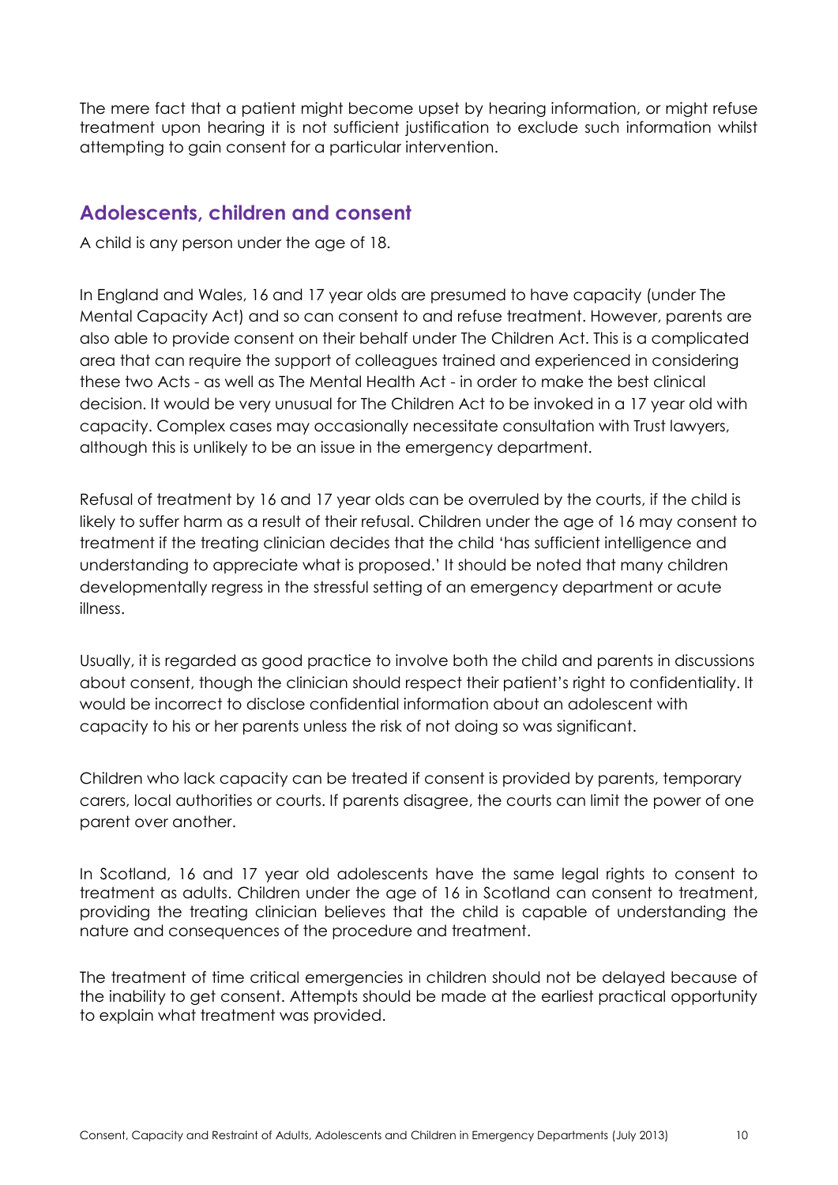The mere fact that a patient might become upset by hearing information, or might refuse treatment upon hearing it is not sufficient justification to exclude such information whilst attempting to gain consent for a particular intervention.

## Adolescents, children and consent

A child is any person under the age of 18.

In England and Wales, 16 and 17 year olds are presumed to have capacity (under The Mental Capacity Act) and so can consent to and refuse treatment. However, parents are also able to provide consent on their behalf under The Children Act. This is a complicated area that can require the support of colleagues trained and experienced in considering these two Acts - as well as The Mental Health Act - in order to make the best clinical decision. It would be very unusual for The Children Act to be invoked in a 17 year old with capacity. Complex cases may occasionally necessitate consultation with Trust lawyers, although this is unlikely to be an issue in the emergency department.

Refusal of treatment by 16 and 17 year olds can be overruled by the courts, if the child is likely to suffer harm as a result of their refusal. Children under the age of 16 may consent to treatment if the treating clinician decides that the child 'has sufficient intelligence and understanding to appreciate what is proposed.' It should be noted that many children developmentally regress in the stressful setting of an emergency department or acute illness.

Usually, it is regarded as good practice to involve both the child and parents in discussions about consent, though the clinician should respect their patient's right to confidentiality. It would be incorrect to disclose confidential information about an adolescent with capacity to his or her parents unless the risk of not doing so was significant.

Children who lack capacity can be treated if consent is provided by parents, temporary carers, local authorities or courts. If parents disagree, the courts can limit the power of one parent over another.

In Scotland, 16 and 17 year old adolescents have the same legal rights to consent to treatment as adults. Children under the age of 16 in Scotland can consent to treatment, providing the treating clinician believes that the child is capable of understanding the nature and consequences of the procedure and treatment.

The treatment of time critical emergencies in children should not be delayed because of the inability to get consent. Attempts should be made at the earliest practical opportunity to explain what treatment was provided.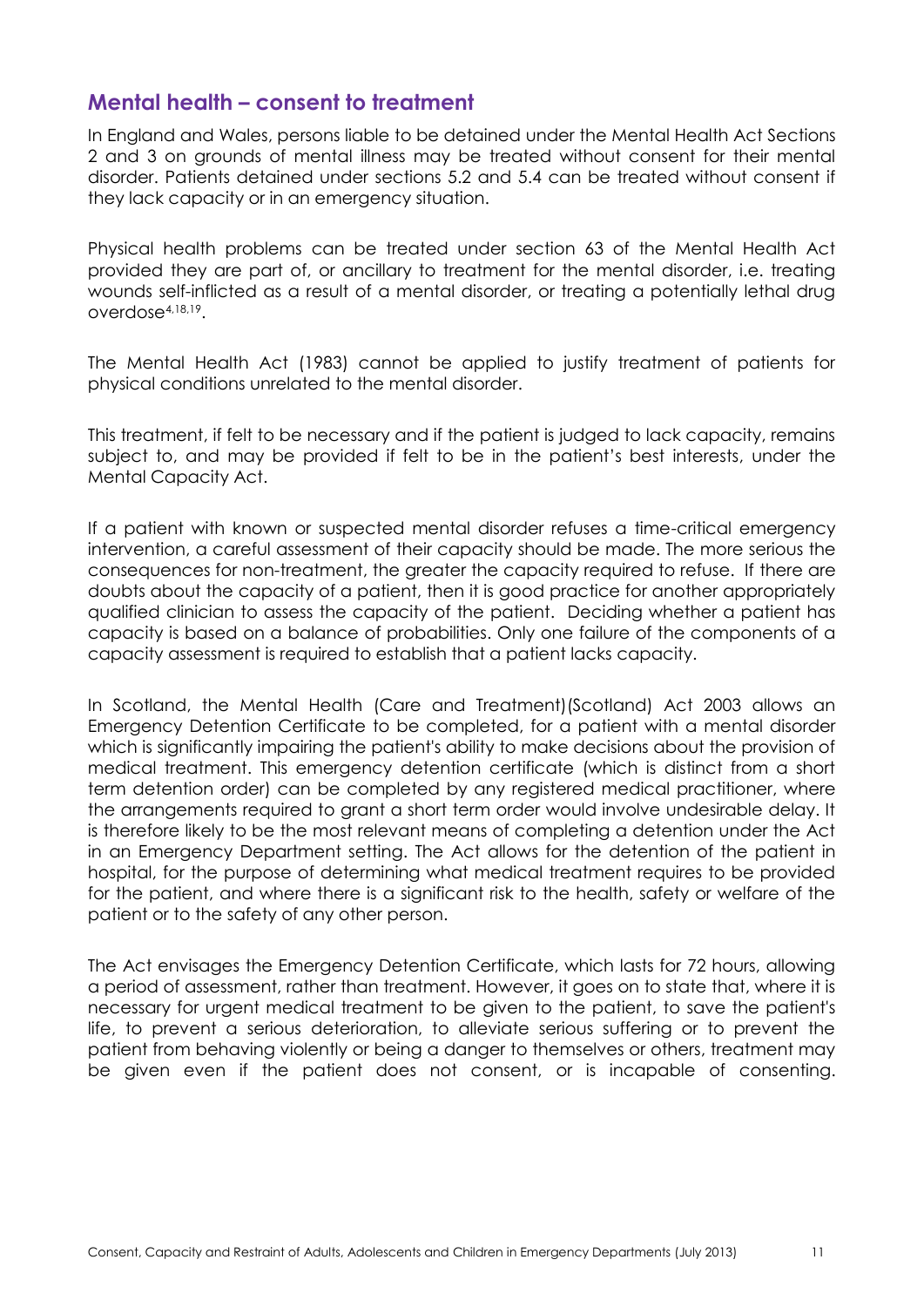## Mental health – consent to treatment

In England and Wales, persons liable to be detained under the Mental Health Act Sections 2 and 3 on grounds of mental illness may be treated without consent for their mental disorder. Patients detained under sections 5.2 and 5.4 can be treated without consent if they lack capacity or in an emergency situation.

Physical health problems can be treated under section 63 of the Mental Health Act provided they are part of, or ancillary to treatment for the mental disorder, i.e. treating wounds self-inflicted as a result of a mental disorder, or treating a potentially lethal drug overdose[4,18,19].

The Mental Health Act (1983) cannot be applied to justify treatment of patients for physical conditions unrelated to the mental disorder.

This treatment, if felt to be necessary and if the patient is judged to lack capacity, remains subject to, and may be provided if felt to be in the patient's best interests, under the Mental Capacity Act.

If a patient with known or suspected mental disorder refuses a time-critical emergency intervention, a careful assessment of their capacity should be made. The more serious the consequences for non-treatment, the greater the capacity required to refuse. If there are doubts about the capacity of a patient, then it is good practice for another appropriately qualified clinician to assess the capacity of the patient. Deciding whether a patient has capacity is based on a balance of probabilities. Only one failure of the components of a capacity assessment is required to establish that a patient lacks capacity.

In Scotland, the Mental Health (Care and Treatment)(Scotland) Act 2003 allows an Emergency Detention Certificate to be completed, for a patient with a mental disorder which is significantly impairing the patient's ability to make decisions about the provision of medical treatment. This emergency detention certificate (which is distinct from a short term detention order) can be completed by any registered medical practitioner, where the arrangements required to grant a short term order would involve undesirable delay. It is therefore likely to be the most relevant means of completing a detention under the Act in an Emergency Department setting. The Act allows for the detention of the patient in hospital, for the purpose of determining what medical treatment requires to be provided for the patient, and where there is a significant risk to the health, safety or welfare of the patient or to the safety of any other person.

The Act envisages the Emergency Detention Certificate, which lasts for 72 hours, allowing a period of assessment, rather than treatment. However, it goes on to state that, where it is necessary for urgent medical treatment to be given to the patient, to save the patient's life, to prevent a serious deterioration, to alleviate serious suffering or to prevent the patient from behaving violently or being a danger to themselves or others, treatment may be given even if the patient does not consent, or is incapable of consenting.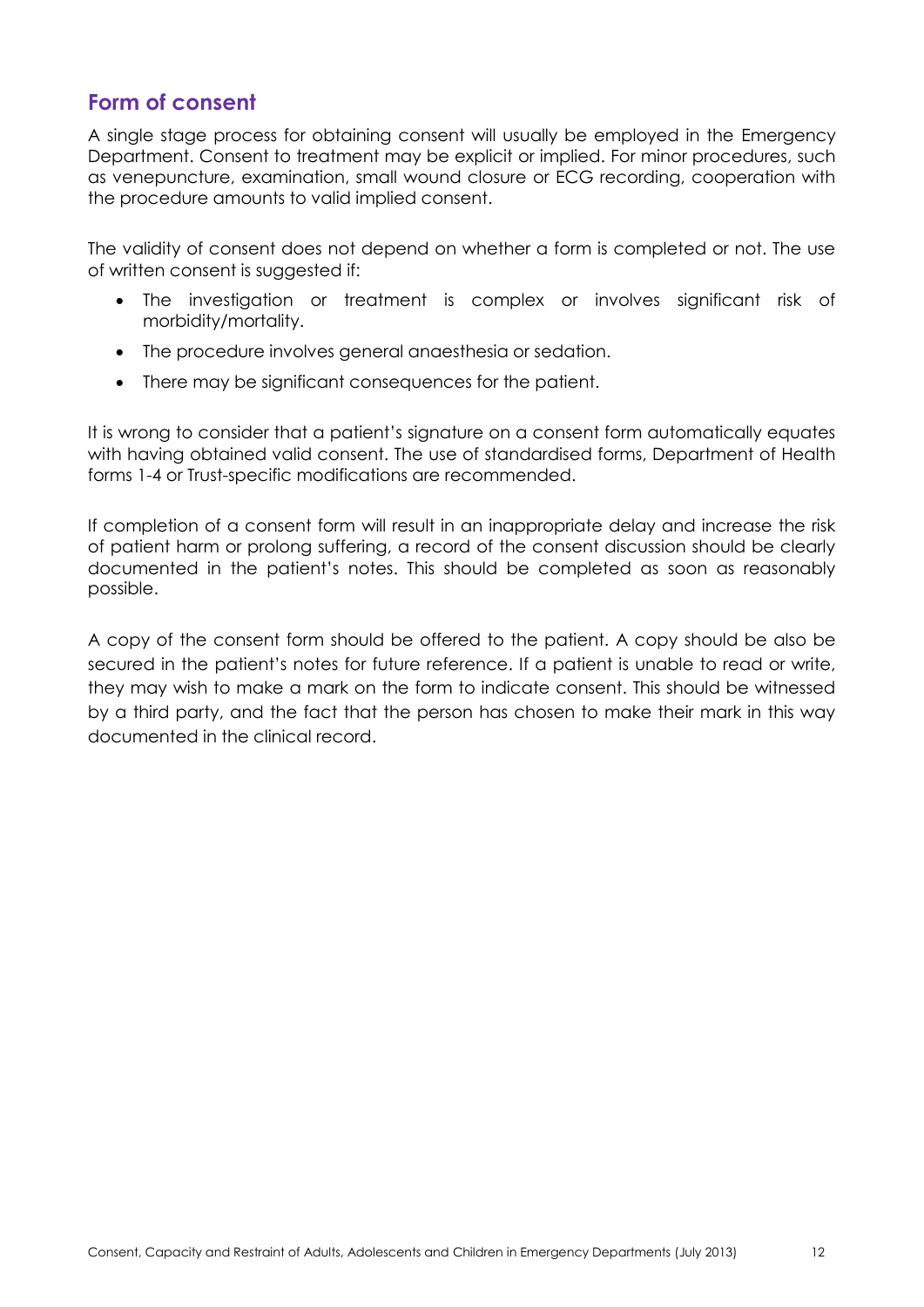## Form of consent

A single stage process for obtaining consent will usually be employed in the Emergency Department. Consent to treatment may be explicit or implied. For minor procedures, such as venepuncture, examination, small wound closure or ECG recording, cooperation with the procedure amounts to valid implied consent.

The validity of consent does not depend on whether a form is completed or not. The use of written consent is suggested if:

- The investigation or treatment is complex or involves significant risk of morbidity/mortality.
- The procedure involves general anaesthesia or sedation.
- There may be significant consequences for the patient.

It is wrong to consider that a patient's signature on a consent form automatically equates with having obtained valid consent. The use of standardised forms, Department of Health forms 1-4 or Trust-specific modifications are recommended.

If completion of a consent form will result in an inappropriate delay and increase the risk of patient harm or prolong suffering, a record of the consent discussion should be clearly documented in the patient's notes. This should be completed as soon as reasonably possible.

A copy of the consent form should be offered to the patient. A copy should be also be secured in the patient's notes for future reference. If a patient is unable to read or write, they may wish to make a mark on the form to indicate consent. This should be witnessed by a third party, and the fact that the person has chosen to make their mark in this way documented in the clinical record.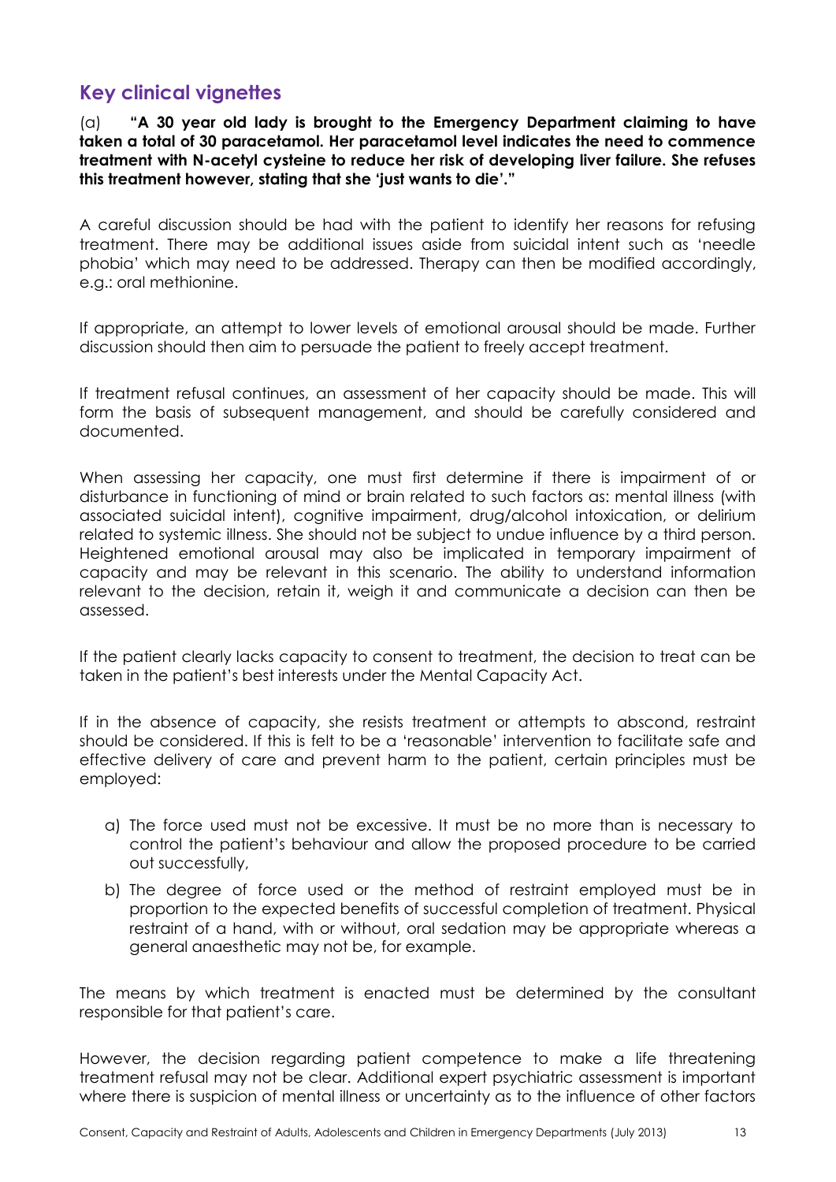## Key clinical vignettes

(a) **"A 30 year old lady is brought to the Emergency Department claiming to have taken a total of 30 paracetamol. Her paracetamol level indicates the need to commence treatment with N-acetyl cysteine to reduce her risk of developing liver failure. She refuses this treatment however, stating that she 'just wants to die'."**

A careful discussion should be had with the patient to identify her reasons for refusing treatment. There may be additional issues aside from suicidal intent such as 'needle phobia' which may need to be addressed. Therapy can then be modified accordingly, e.g.: oral methionine.

If appropriate, an attempt to lower levels of emotional arousal should be made. Further discussion should then aim to persuade the patient to freely accept treatment.

If treatment refusal continues, an assessment of her capacity should be made. This will form the basis of subsequent management, and should be carefully considered and documented.

When assessing her capacity, one must first determine if there is impairment of or disturbance in functioning of mind or brain related to such factors as: mental illness (with associated suicidal intent), cognitive impairment, drug/alcohol intoxication, or delirium related to systemic illness. She should not be subject to undue influence by a third person. Heightened emotional arousal may also be implicated in temporary impairment of capacity and may be relevant in this scenario. The ability to understand information relevant to the decision, retain it, weigh it and communicate a decision can then be assessed.

If the patient clearly lacks capacity to consent to treatment, the decision to treat can be taken in the patient's best interests under the Mental Capacity Act.

If in the absence of capacity, she resists treatment or attempts to abscond, restraint should be considered. If this is felt to be a 'reasonable' intervention to facilitate safe and effective delivery of care and prevent harm to the patient, certain principles must be employed:

a) The force used must not be excessive. It must be no more than is necessary to control the patient's behaviour and allow the proposed procedure to be carried out successfully,
b) The degree of force used or the method of restraint employed must be in proportion to the expected benefits of successful completion of treatment. Physical restraint of a hand, with or without, oral sedation may be appropriate whereas a general anaesthetic may not be, for example.

The means by which treatment is enacted must be determined by the consultant responsible for that patient's care.

However, the decision regarding patient competence to make a life threatening treatment refusal may not be clear. Additional expert psychiatric assessment is important where there is suspicion of mental illness or uncertainty as to the influence of other factors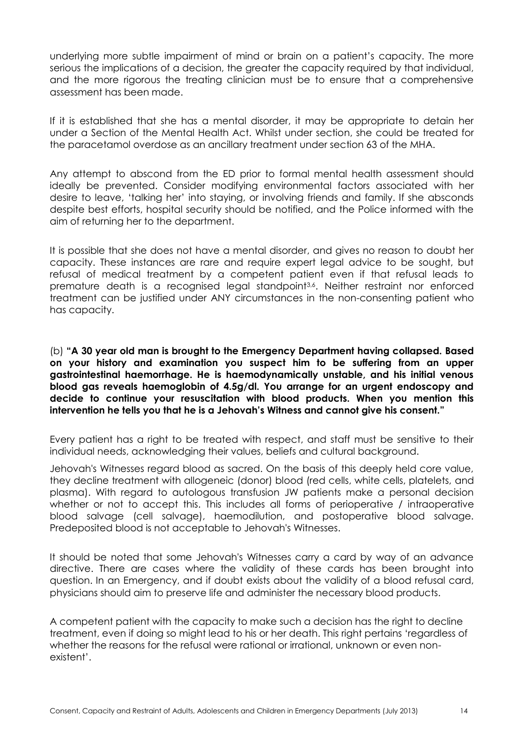underlying more subtle impairment of mind or brain on a patient's capacity. The more serious the implications of a decision, the greater the capacity required by that individual, and the more rigorous the treating clinician must be to ensure that a comprehensive assessment has been made.

If it is established that she has a mental disorder, it may be appropriate to detain her under a Section of the Mental Health Act. Whilst under section, she could be treated for the paracetamol overdose as an ancillary treatment under section 63 of the MHA.

Any attempt to abscond from the ED prior to formal mental health assessment should ideally be prevented. Consider modifying environmental factors associated with her desire to leave, 'talking her' into staying, or involving friends and family. If she absconds despite best efforts, hospital security should be notified, and the Police informed with the aim of returning her to the department.

It is possible that she does not have a mental disorder, and gives no reason to doubt her capacity. These instances are rare and require expert legal advice to be sought, but refusal of medical treatment by a competent patient even if that refusal leads to premature death is a recognised legal standpoint[3,6]. Neither restraint nor enforced treatment can be justified under ANY circumstances in the non-consenting patient who has capacity.

(b) **"A 30 year old man is brought to the Emergency Department having collapsed. Based on your history and examination you suspect him to be suffering from an upper gastrointestinal haemorrhage. He is haemodynamically unstable, and his initial venous blood gas reveals haemoglobin of 4.5g/dl. You arrange for an urgent endoscopy and decide to continue your resuscitation with blood products. When you mention this intervention he tells you that he is a Jehovah's Witness and cannot give his consent."**

Every patient has a right to be treated with respect, and staff must be sensitive to their individual needs, acknowledging their values, beliefs and cultural background.

Jehovah's Witnesses regard blood as sacred. On the basis of this deeply held core value, they decline treatment with allogeneic (donor) blood (red cells, white cells, platelets, and plasma). With regard to autologous transfusion JW patients make a personal decision whether or not to accept this. This includes all forms of perioperative / intraoperative blood salvage (cell salvage), haemodilution, and postoperative blood salvage. Predeposited blood is not acceptable to Jehovah's Witnesses.

It should be noted that some Jehovah's Witnesses carry a card by way of an advance directive. There are cases where the validity of these cards has been brought into question. In an Emergency, and if doubt exists about the validity of a blood refusal card, physicians should aim to preserve life and administer the necessary blood products.

A competent patient with the capacity to make such a decision has the right to decline treatment, even if doing so might lead to his or her death. This right pertains 'regardless of whether the reasons for the refusal were rational or irrational, unknown or even non-existent'.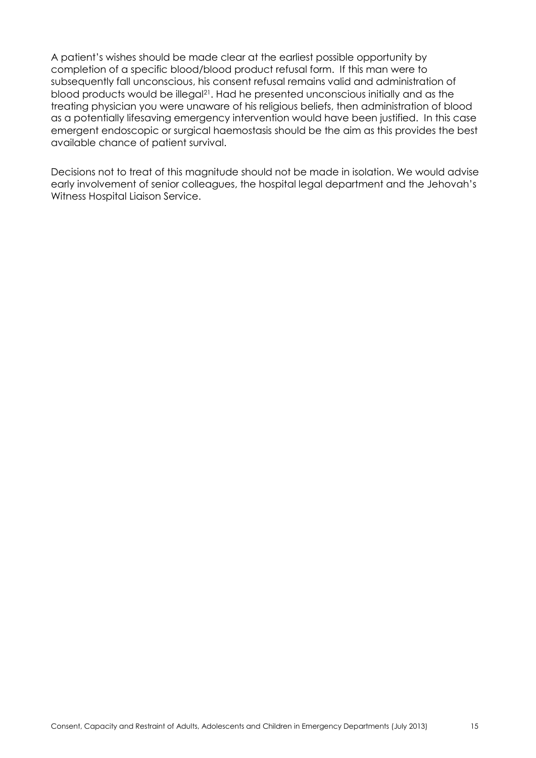A patient's wishes should be made clear at the earliest possible opportunity by completion of a specific blood/blood product refusal form. If this man were to subsequently fall unconscious, his consent refusal remains valid and administration of blood products would be illegal[21]. Had he presented unconscious initially and as the treating physician you were unaware of his religious beliefs, then administration of blood as a potentially lifesaving emergency intervention would have been justified. In this case emergent endoscopic or surgical haemostasis should be the aim as this provides the best available chance of patient survival.

Decisions not to treat of this magnitude should not be made in isolation. We would advise early involvement of senior colleagues, the hospital legal department and the Jehovah's Witness Hospital Liaison Service.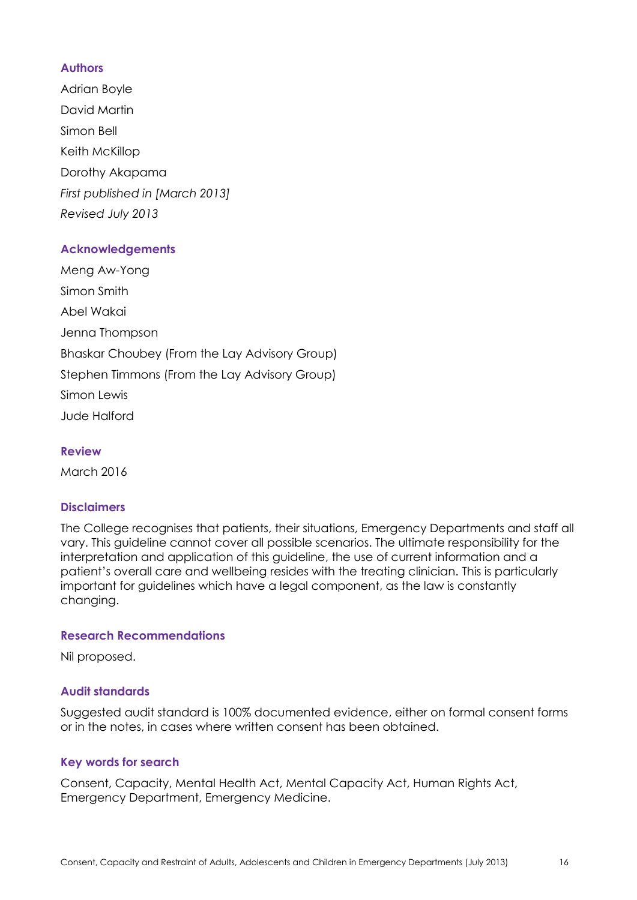## Authors

Adrian Boyle

David Martin

Simon Bell

Keith McKillop

Dorothy Akapama

*First published in [March 2013]*

*Revised July 2013*

## Acknowledgements

Meng Aw-Yong

Simon Smith

Abel Wakai

Jenna Thompson

Bhaskar Choubey (From the Lay Advisory Group)

Stephen Timmons (From the Lay Advisory Group)

Simon Lewis

Jude Halford

## Review

March 2016

## Disclaimers

The College recognises that patients, their situations, Emergency Departments and staff all vary. This guideline cannot cover all possible scenarios. The ultimate responsibility for the interpretation and application of this guideline, the use of current information and a patient's overall care and wellbeing resides with the treating clinician. This is particularly important for guidelines which have a legal component, as the law is constantly changing.

## Research Recommendations

Nil proposed.

## Audit standards

Suggested audit standard is 100% documented evidence, either on formal consent forms or in the notes, in cases where written consent has been obtained.

## Key words for search

Consent, Capacity, Mental Health Act, Mental Capacity Act, Human Rights Act, Emergency Department, Emergency Medicine.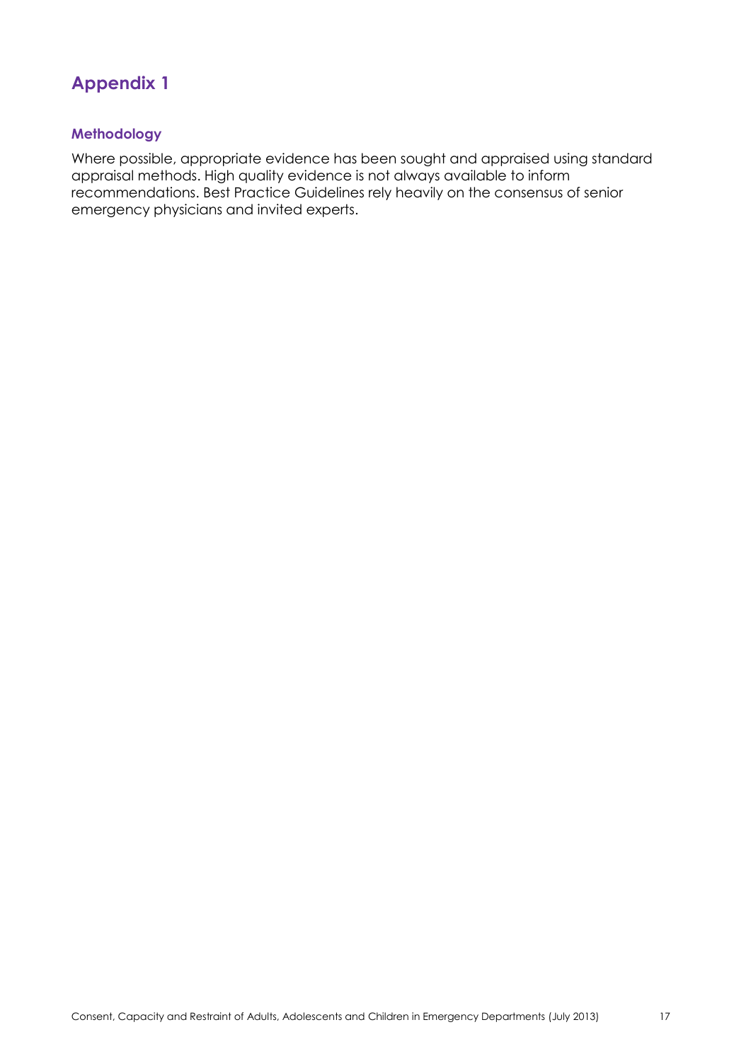# Appendix 1

## Methodology

Where possible, appropriate evidence has been sought and appraised using standard appraisal methods. High quality evidence is not always available to inform recommendations. Best Practice Guidelines rely heavily on the consensus of senior emergency physicians and invited experts.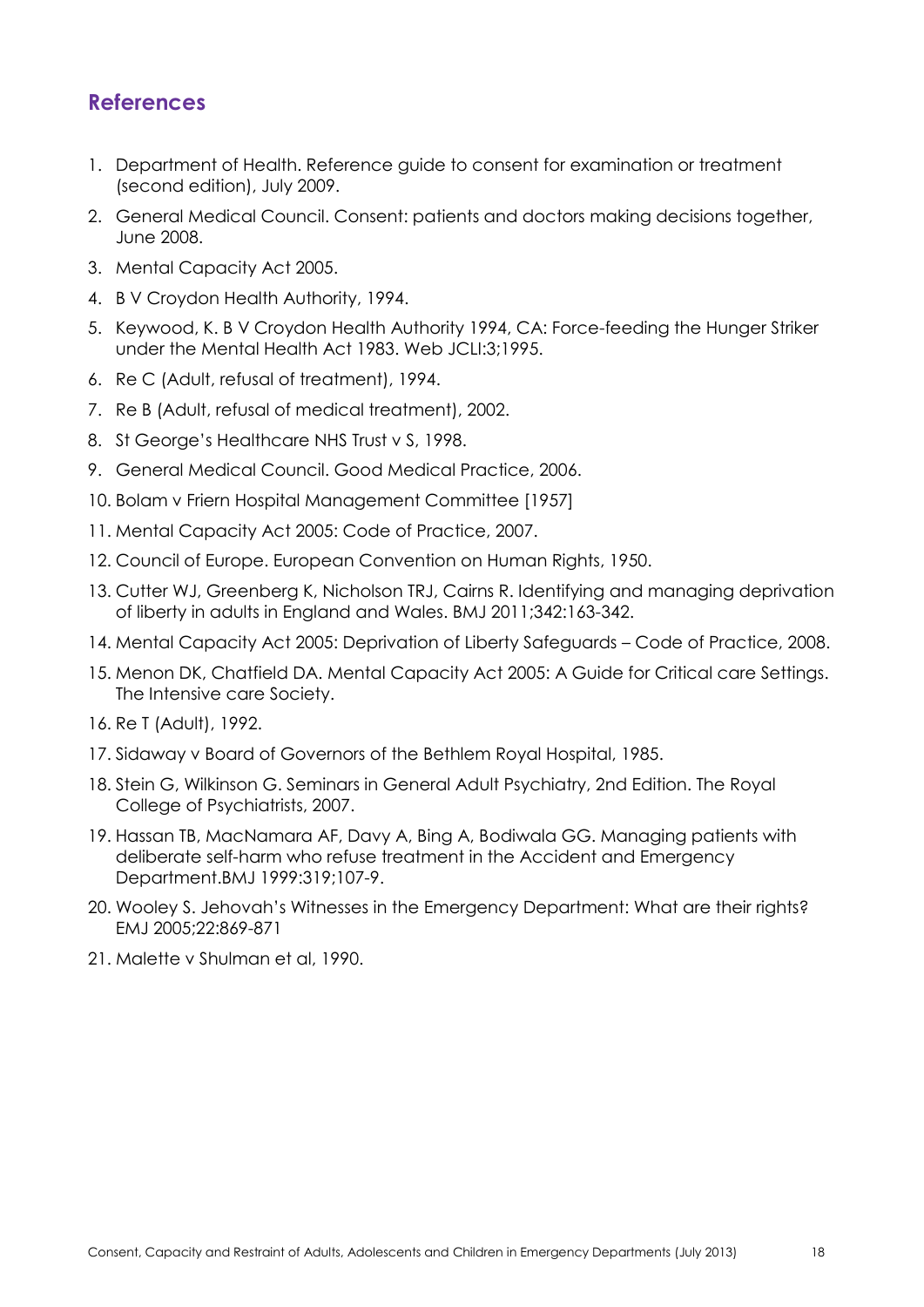## References

1. Department of Health. Reference guide to consent for examination or treatment (second edition), July 2009.
2. General Medical Council. Consent: patients and doctors making decisions together, June 2008.
3. Mental Capacity Act 2005.
4. B V Croydon Health Authority, 1994.
5. Keywood, K. B V Croydon Health Authority 1994, CA: Force-feeding the Hunger Striker under the Mental Health Act 1983. Web JCLI:3;1995.
6. Re C (Adult, refusal of treatment), 1994.
7. Re B (Adult, refusal of medical treatment), 2002.
8. St George's Healthcare NHS Trust v S, 1998.
9. General Medical Council. Good Medical Practice, 2006.
10. Bolam v Friern Hospital Management Committee [1957]
11. Mental Capacity Act 2005: Code of Practice, 2007.
12. Council of Europe. European Convention on Human Rights, 1950.
13. Cutter WJ, Greenberg K, Nicholson TRJ, Cairns R. Identifying and managing deprivation of liberty in adults in England and Wales. BMJ 2011;342:163-342.
14. Mental Capacity Act 2005: Deprivation of Liberty Safeguards – Code of Practice, 2008.
15. Menon DK, Chatfield DA. Mental Capacity Act 2005: A Guide for Critical care Settings. The Intensive care Society.
16. Re T (Adult), 1992.
17. Sidaway v Board of Governors of the Bethlem Royal Hospital, 1985.
18. Stein G, Wilkinson G. Seminars in General Adult Psychiatry, 2nd Edition. The Royal College of Psychiatrists, 2007.
19. Hassan TB, MacNamara AF, Davy A, Bing A, Bodiwala GG. Managing patients with deliberate self-harm who refuse treatment in the Accident and Emergency Department.BMJ 1999:319;107-9.
20. Wooley S. Jehovah's Witnesses in the Emergency Department: What are their rights? EMJ 2005;22:869-871
21. Malette v Shulman et al, 1990.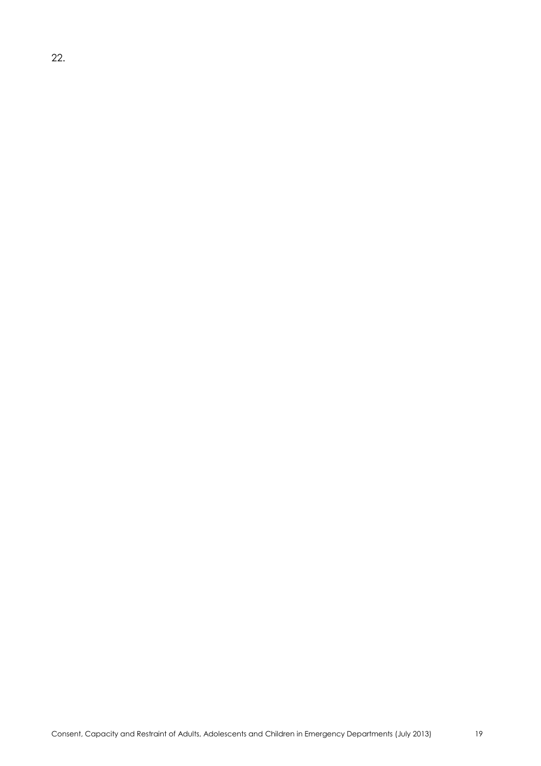22.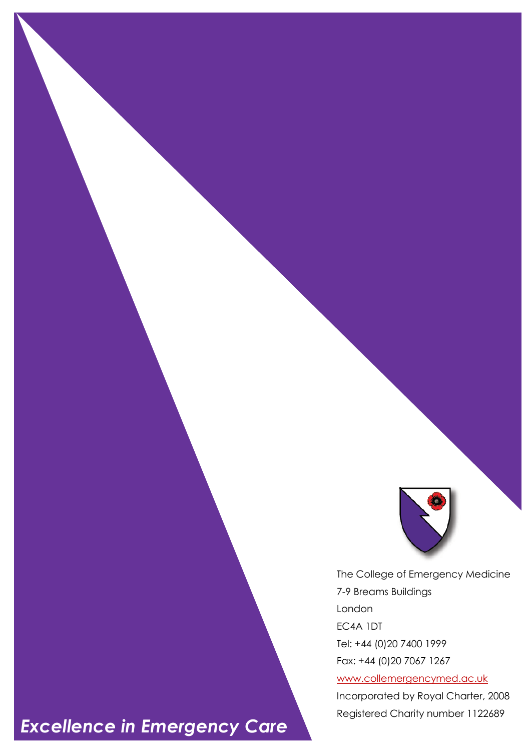The College of Emergency Medicine
7-9 Breams Buildings
London
EC4A 1DT
Tel: +44 (0)20 7400 1999
Fax: +44 (0)20 7067 1267
www.collemergencymed.ac.uk
Incorporated by Royal Charter, 2008
Registered Charity number 1122689

***Excellence in Emergency Care***